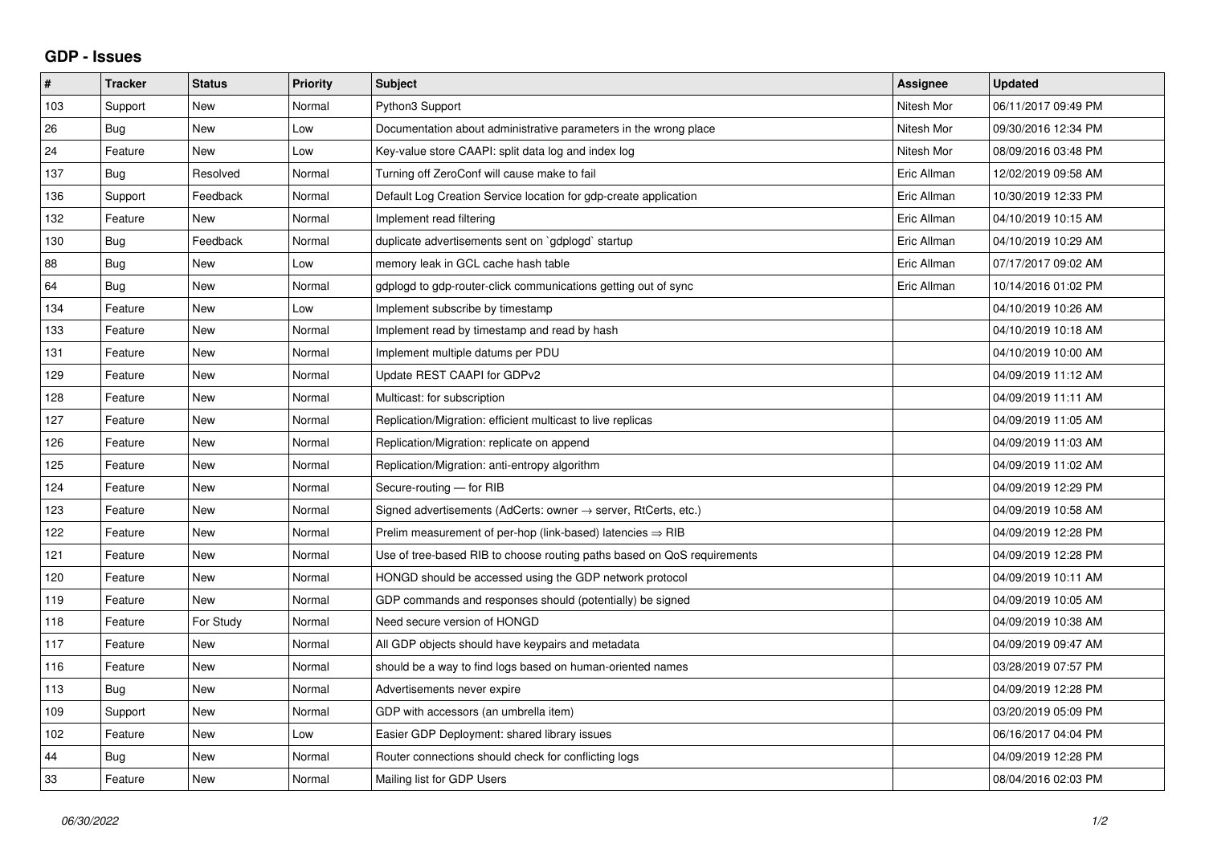## GDP - Issues

| # | Tracker | Status | Priority | Subject | Assignee | Updated |
|---|---|---|---|---|---|---|
| 103 | Support | New | Normal | Python3 Support | Nitesh Mor | 06/11/2017 09:49 PM |
| 26 | Bug | New | Low | Documentation about administrative parameters in the wrong place | Nitesh Mor | 09/30/2016 12:34 PM |
| 24 | Feature | New | Low | Key-value store CAAPI: split data log and index log | Nitesh Mor | 08/09/2016 03:48 PM |
| 137 | Bug | Resolved | Normal | Turning off ZeroConf will cause make to fail | Eric Allman | 12/02/2019 09:58 AM |
| 136 | Support | Feedback | Normal | Default Log Creation Service location for gdp-create application | Eric Allman | 10/30/2019 12:33 PM |
| 132 | Feature | New | Normal | Implement read filtering | Eric Allman | 04/10/2019 10:15 AM |
| 130 | Bug | Feedback | Normal | duplicate advertisements sent on `gdplogd` startup | Eric Allman | 04/10/2019 10:29 AM |
| 88 | Bug | New | Low | memory leak in GCL cache hash table | Eric Allman | 07/17/2017 09:02 AM |
| 64 | Bug | New | Normal | gdplogd to gdp-router-click communications getting out of sync | Eric Allman | 10/14/2016 01:02 PM |
| 134 | Feature | New | Low | Implement subscribe by timestamp | | 04/10/2019 10:26 AM |
| 133 | Feature | New | Normal | Implement read by timestamp and read by hash | | 04/10/2019 10:18 AM |
| 131 | Feature | New | Normal | Implement multiple datums per PDU | | 04/10/2019 10:00 AM |
| 129 | Feature | New | Normal | Update REST CAAPI for GDPv2 | | 04/09/2019 11:12 AM |
| 128 | Feature | New | Normal | Multicast: for subscription | | 04/09/2019 11:11 AM |
| 127 | Feature | New | Normal | Replication/Migration: efficient multicast to live replicas | | 04/09/2019 11:05 AM |
| 126 | Feature | New | Normal | Replication/Migration: replicate on append | | 04/09/2019 11:03 AM |
| 125 | Feature | New | Normal | Replication/Migration: anti-entropy algorithm | | 04/09/2019 11:02 AM |
| 124 | Feature | New | Normal | Secure-routing — for RIB | | 04/09/2019 12:29 PM |
| 123 | Feature | New | Normal | Signed advertisements (AdCerts: owner → server, RtCerts, etc.) | | 04/09/2019 10:58 AM |
| 122 | Feature | New | Normal | Prelim measurement of per-hop (link-based) latencies ⇒ RIB | | 04/09/2019 12:28 PM |
| 121 | Feature | New | Normal | Use of tree-based RIB to choose routing paths based on QoS requirements | | 04/09/2019 12:28 PM |
| 120 | Feature | New | Normal | HONGD should be accessed using the GDP network protocol | | 04/09/2019 10:11 AM |
| 119 | Feature | New | Normal | GDP commands and responses should (potentially) be signed | | 04/09/2019 10:05 AM |
| 118 | Feature | For Study | Normal | Need secure version of HONGD | | 04/09/2019 10:38 AM |
| 117 | Feature | New | Normal | All GDP objects should have keypairs and metadata | | 04/09/2019 09:47 AM |
| 116 | Feature | New | Normal | should be a way to find logs based on human-oriented names | | 03/28/2019 07:57 PM |
| 113 | Bug | New | Normal | Advertisements never expire | | 04/09/2019 12:28 PM |
| 109 | Support | New | Normal | GDP with accessors (an umbrella item) | | 03/20/2019 05:09 PM |
| 102 | Feature | New | Low | Easier GDP Deployment: shared library issues | | 06/16/2017 04:04 PM |
| 44 | Bug | New | Normal | Router connections should check for conflicting logs | | 04/09/2019 12:28 PM |
| 33 | Feature | New | Normal | Mailing list for GDP Users | | 08/04/2016 02:03 PM |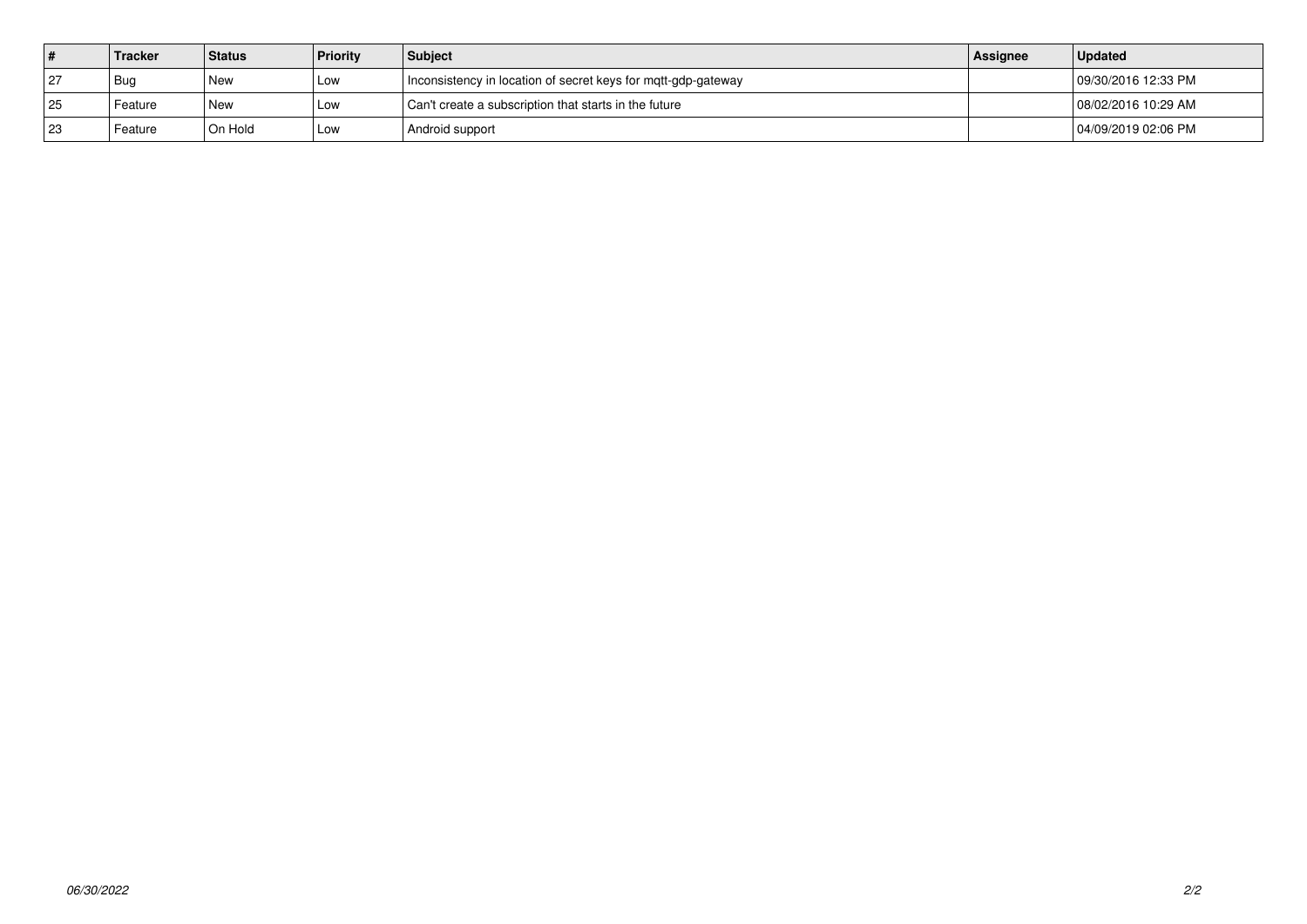| # | Tracker | Status | Priority | Subject | Assignee | Updated |
|---|---|---|---|---|---|---|
| 27 | Bug | New | Low | Inconsistency in location of secret keys for mqtt-gdp-gateway | | 09/30/2016 12:33 PM |
| 25 | Feature | New | Low | Can't create a subscription that starts in the future | | 08/02/2016 10:29 AM |
| 23 | Feature | On Hold | Low | Android support | | 04/09/2019 02:06 PM |